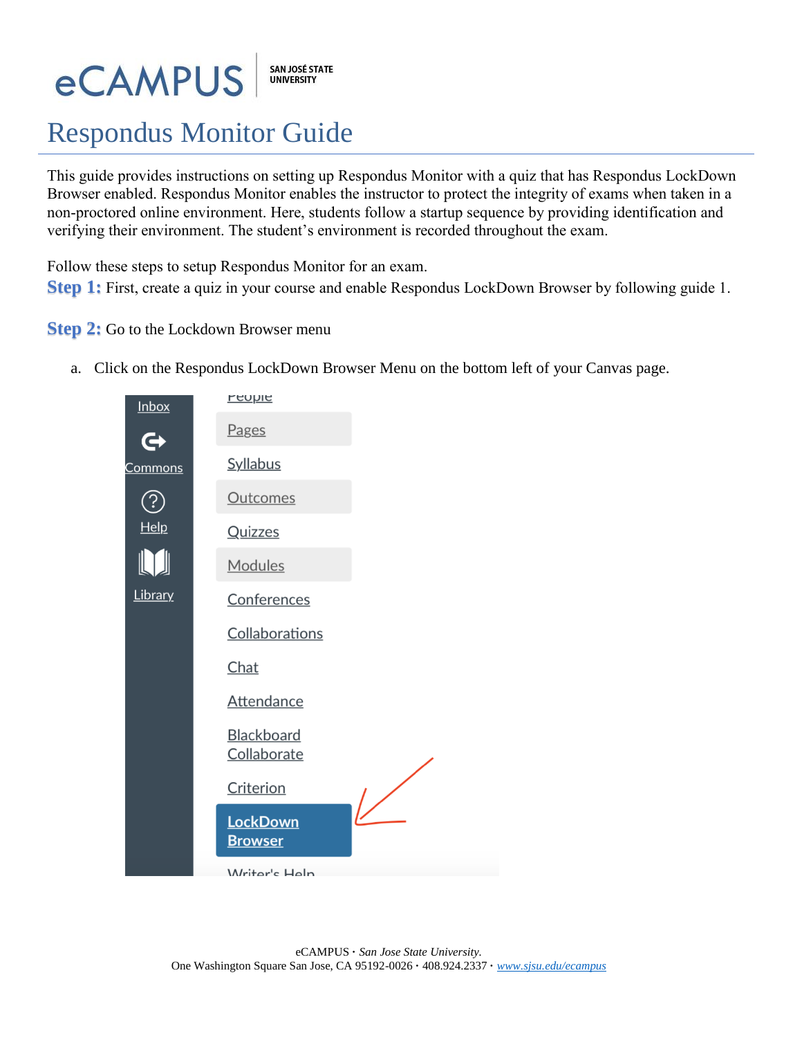eCAMPUS | SAN JOSÉ STATE UNIVERSITY

# Respondus Monitor Guide

This guide provides instructions on setting up Respondus Monitor with a quiz that has Respondus LockDown Browser enabled. Respondus Monitor enables the instructor to protect the integrity of exams when taken in a non-proctored online environment. Here, students follow a startup sequence by providing identification and verifying their environment. The student's environment is recorded throughout the exam.

Follow these steps to setup Respondus Monitor for an exam.

**Step 1:** First, create a quiz in your course and enable Respondus LockDown Browser by following guide 1.

**Step 2:** Go to the Lockdown Browser menu

a. Click on the Respondus LockDown Browser Menu on the bottom left of your Canvas page.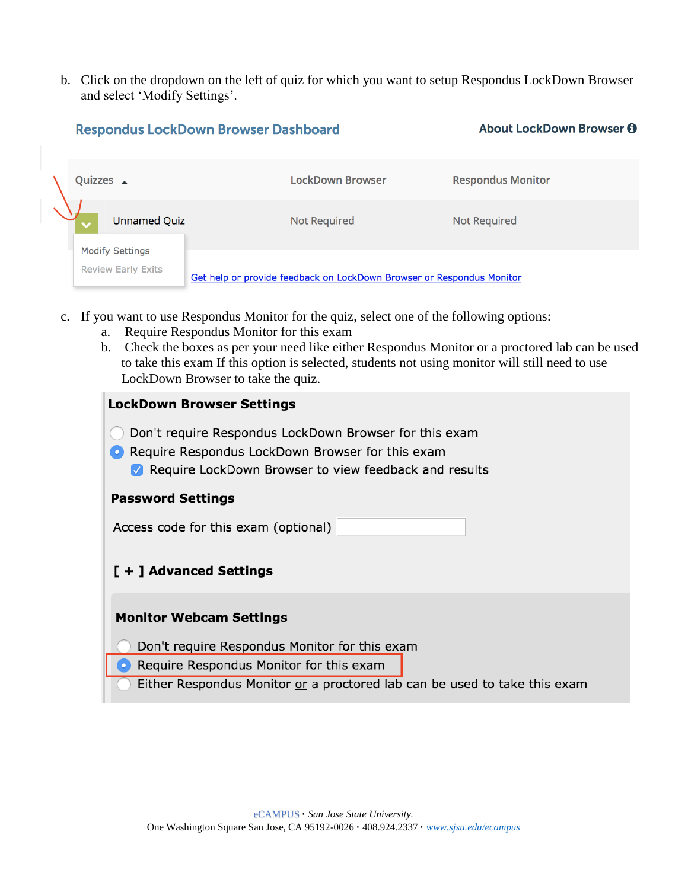b. Click on the dropdown on the left of quiz for which you want to setup Respondus LockDown Browser and select 'Modify Settings'.

Respondus LockDown Browser Dashboard

About LockDown Browser

| Quizzes | LockDown Browser | Respondus Monitor |
| --- | --- | --- |
| Unnamed Quiz | Not Required | Not Required |

Modify Settings

Review Early Exits

Get help or provide feedback on LockDown Browser or Respondus Monitor

c. If you want to use Respondus Monitor for the quiz, select one of the following options:
   a. Require Respondus Monitor for this exam
   b. Check the boxes as per your need like either Respondus Monitor or a proctored lab can be used to take this exam If this option is selected, students not using monitor will still need to use LockDown Browser to take the quiz.

**LockDown Browser Settings**

- Don't require Respondus LockDown Browser for this exam
- Require Respondus LockDown Browser for this exam
  - Require LockDown Browser to view feedback and results

**Password Settings**

Access code for this exam (optional)

**[ + ] Advanced Settings**

**Monitor Webcam Settings**

- Don't require Respondus Monitor for this exam
- Require Respondus Monitor for this exam
- Either Respondus Monitor or a proctored lab can be used to take this exam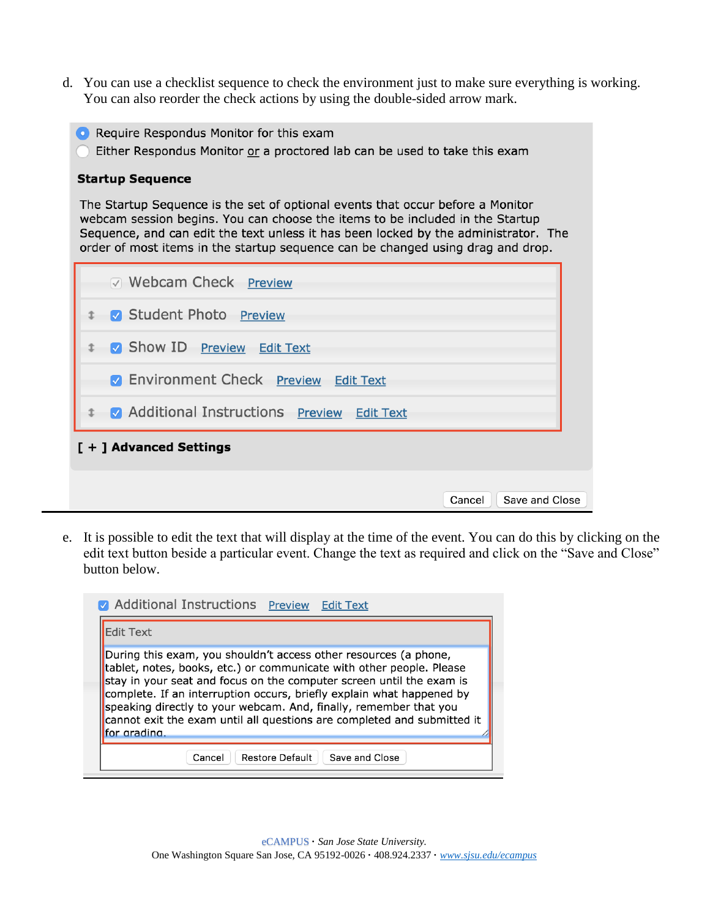d. You can use a checklist sequence to check the environment just to make sure everything is working. You can also reorder the check actions by using the double-sided arrow mark.

- ◉ Require Respondus Monitor for this exam
- ○ Either Respondus Monitor or a proctored lab can be used to take this exam

**Startup Sequence**

The Startup Sequence is the set of optional events that occur before a Monitor webcam session begins. You can choose the items to be included in the Startup Sequence, and can edit the text unless it has been locked by the administrator. The order of most items in the startup sequence can be changed using drag and drop.

- ☑ Webcam Check Preview
- ☑ Student Photo Preview
- ☑ Show ID Preview Edit Text
- ☑ Environment Check Preview Edit Text
- ☑ Additional Instructions Preview Edit Text

**[ + ] Advanced Settings**

Cancel | Save and Close

e. It is possible to edit the text that will display at the time of the event. You can do this by clicking on the edit text button beside a particular event. Change the text as required and click on the "Save and Close" button below.

☑ Additional Instructions Preview Edit Text

Edit Text

During this exam, you shouldn't access other resources (a phone, tablet, notes, books, etc.) or communicate with other people. Please stay in your seat and focus on the computer screen until the exam is complete. If an interruption occurs, briefly explain what happened by speaking directly to your webcam. And, finally, remember that you cannot exit the exam until all questions are completed and submitted it for grading.

Cancel | Restore Default | Save and Close

eCAMPUS · *San Jose State University.*
One Washington Square San Jose, CA 95192-0026 · 408.924.2337 · www.sjsu.edu/ecampus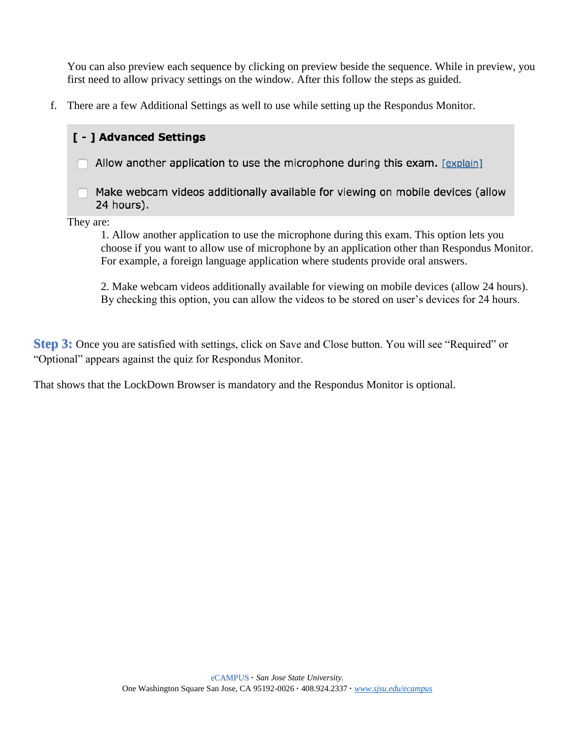You can also preview each sequence by clicking on preview beside the sequence. While in preview, you first need to allow privacy settings on the window. After this follow the steps as guided.

f. There are a few Additional Settings as well to use while setting up the Respondus Monitor.

**[ - ] Advanced Settings**

- [ ] Allow another application to use the microphone during this exam. [explain]
- [ ] Make webcam videos additionally available for viewing on mobile devices (allow 24 hours).

They are:

1. Allow another application to use the microphone during this exam. This option lets you choose if you want to allow use of microphone by an application other than Respondus Monitor. For example, a foreign language application where students provide oral answers.

2. Make webcam videos additionally available for viewing on mobile devices (allow 24 hours). By checking this option, you can allow the videos to be stored on user's devices for 24 hours.

**Step 3:** Once you are satisfied with settings, click on Save and Close button. You will see "Required" or "Optional" appears against the quiz for Respondus Monitor.

That shows that the LockDown Browser is mandatory and the Respondus Monitor is optional.

eCAMPUS · *San Jose State University.*
One Washington Square San Jose, CA 95192-0026 · 408.924.2337 · *www.sjsu.edu/ecampus*